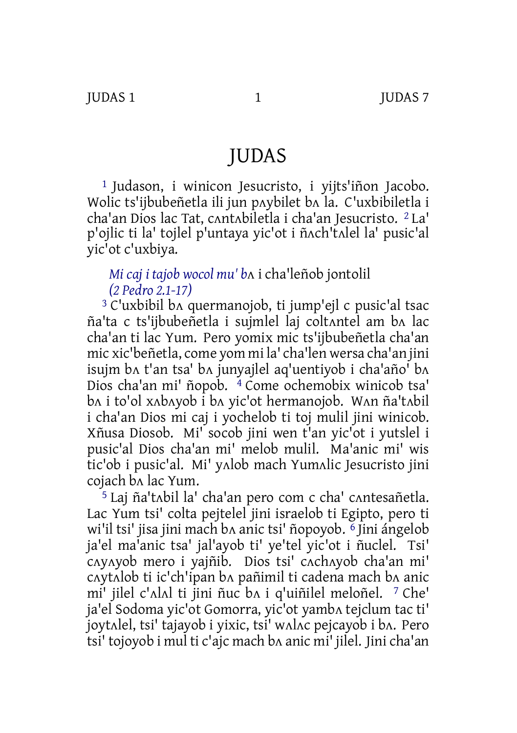# JUDAS

[1] Judason, i winicon Jesucristo, i yijts'iñon Jacobo. Wolic ts'ijbubeñetla ili jun pʌybilet bʌ la. C'uxbibiletla i cha'an Dios lac Tat, cʌntʌbiletla i cha'an Jesucristo. [2] La' p'ojlic ti la' tojlel p'untaya yic'ot i ñʌch'tʌlel la' pusic'al yic'ot c'uxbiya.

*Mi caj i tajob wocol mu' b*ʌ i cha'leñob jontolil
*(2 Pedro 2.1-17)*

[3] C'uxbibil bʌ quermanojob, ti jump'ejl c pusic'al tsac ña'ta c ts'ijbubeñetla i sujmlel laj coltʌntel am bʌ lac cha'an ti lac Yum. Pero yomix mic ts'ijbubeñetla cha'an mic xic'beñetla, come yom mi la' cha'len wersa cha'an jini isujm bʌ t'an tsa' bʌ junyajlel aq'uentiyob i cha'año' bʌ Dios cha'an mi' ñopob. [4] Come ochemobix winicob tsa' bʌ i to'ol xʌbʌyob i bʌ yic'ot hermanojob. Wʌn ña'tʌbil i cha'an Dios mi caj i yochelob ti toj mulil jini winicob. Xñusa Diosob. Mi' socob jini wen t'an yic'ot i yutslel i pusic'al Dios cha'an mi' melob mulil. Ma'anic mi' wis tic'ob i pusic'al. Mi' yʌlob mach Yumʌlic Jesucristo jini cojach bʌ lac Yum.

[5] Laj ña'tʌbil la' cha'an pero com c cha' cʌntesañetla. Lac Yum tsi' colta pejtelel jini israelob ti Egipto, pero ti wi'il tsi' jisa jini mach bʌ anic tsi' ñopoyob. [6] Jini ángelob ja'el ma'anic tsa' jal'ayob ti' ye'tel yic'ot i ñuclel. Tsi' cʌyʌyob mero i yajñib. Dios tsi' cʌchʌyob cha'an mi' cʌytʌlob ti ic'ch'ipan bʌ pañimil ti cadena mach bʌ anic mi' jilel c'ʌlʌl ti jini ñuc bʌ i q'uiñilel meloñel. [7] Che' ja'el Sodoma yic'ot Gomorra, yic'ot yambʌ tejclum tac ti' joytʌlel, tsi' tajayob i yixic, tsi' wʌlʌc pejcayob i bʌ. Pero tsi' tojoyob i mul ti c'ajc mach bʌ anic mi' jilel. Jini cha'an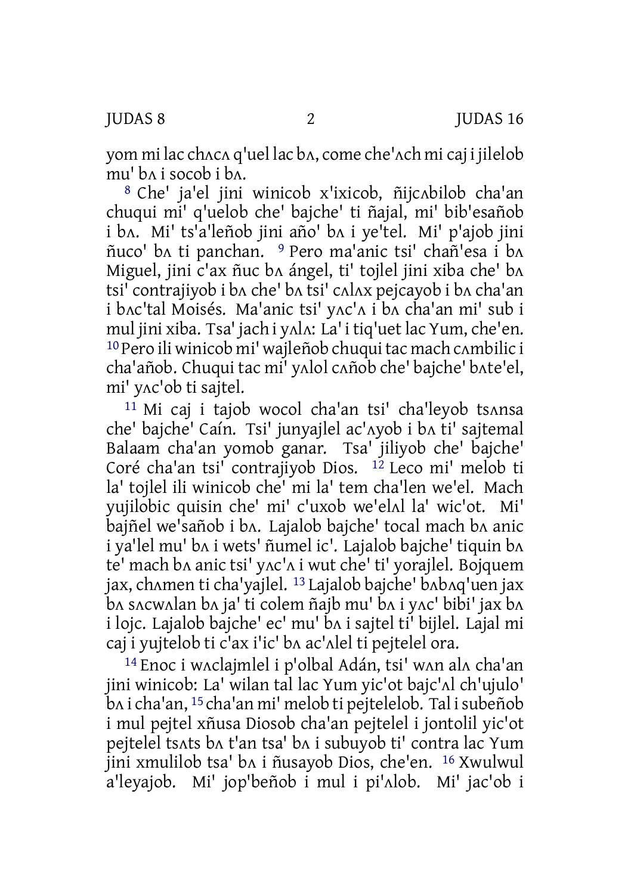yom mi lac chʌcʌ q'uel lac bʌ, come che'ʌch mi caj i jilelob mu' bʌ i socob i bʌ.

[8] Che' ja'el jini winicob x'ixicob, ñijcʌbilob cha'an chuqui mi' q'uelob che' bajche' ti ñajal, mi' bib'esañob i bʌ. Mi' ts'a'leñob jini año' bʌ i ye'tel. Mi' p'ajob jini ñuco' bʌ ti panchan. [9] Pero ma'anic tsi' chañ'esa i bʌ Miguel, jini c'ax ñuc bʌ ángel, ti' tojlel jini xiba che' bʌ tsi' contrajiyob i bʌ che' bʌ tsi' cʌlʌx pejcayob i bʌ cha'an i bʌc'tal Moisés. Ma'anic tsi' yʌc'ʌ i bʌ cha'an mi' sub i mul jini xiba. Tsa' jach i yʌlʌ: La' i tiq'uet lac Yum, che'en. [10] Pero ili winicob mi' wajleñob chuqui tac mach cʌmbilic i cha'añob. Chuqui tac mi' yʌlol cʌñob che' bajche' bʌte'el, mi' yʌc'ob ti sajtel.

[11] Mi caj i tajob wocol cha'an tsi' cha'leyob tsʌnsa che' bajche' Caín. Tsi' junyajlel ac'ʌyob i bʌ ti' sajtemal Balaam cha'an yomob ganar. Tsa' jiliyob che' bajche' Coré cha'an tsi' contrajiyob Dios. [12] Leco mi' melob ti la' tojlel ili winicob che' mi la' tem cha'len we'el. Mach yujilobic quisin che' mi' c'uxob we'elʌl la' wic'ot. Mi' bajñel we'sañob i bʌ. Lajalob bajche' tocal mach bʌ anic i ya'lel mu' bʌ i wets' ñumel ic'. Lajalob bajche' tiquin bʌ te' mach bʌ anic tsi' yʌc'ʌ i wut che' ti' yorajlel. Bojquem jax, chʌmen ti cha'yajlel. [13] Lajalob bajche' bʌbʌq'uen jax bʌ sʌcwʌlan bʌ ja' ti colem ñajb mu' bʌ i yʌc' bibi' jax bʌ i lojc. Lajalob bajche' ec' mu' bʌ i sajtel ti' bijlel. Lajal mi caj i yujtelob ti c'ax i'ic' bʌ ac'ʌlel ti pejtelel ora.

[14] Enoc i wʌclajmlel i p'olbal Adán, tsi' wʌn alʌ cha'an jini winicob: La' wilan tal lac Yum yic'ot bajc'ʌl ch'ujulo' bʌ i cha'an, [15] cha'an mi' melob ti pejtelelob. Tal i subeñob i mul pejtel xñusa Diosob cha'an pejtelel i jontolil yic'ot pejtelel tsʌts bʌ t'an tsa' bʌ i subuyob ti' contra lac Yum jini xmulilob tsa' bʌ i ñusayob Dios, che'en. [16] Xwulwul a'leyajob. Mi' jop'beñob i mul i pi'ʌlob. Mi' jac'ob i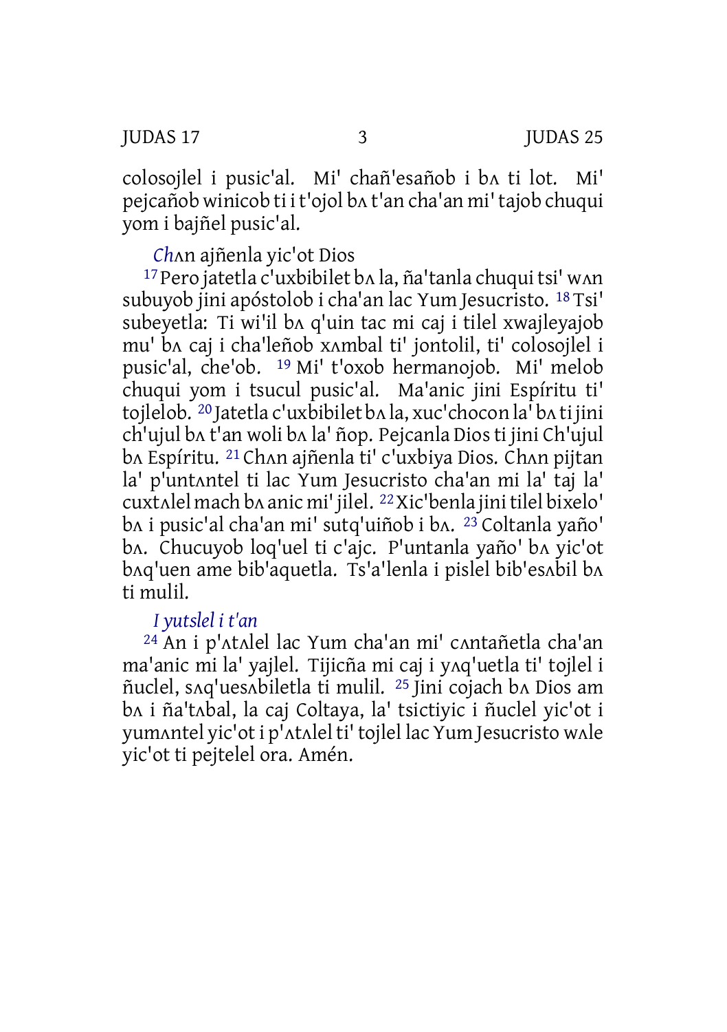colosojlel i pusic'al. Mi' chañ'esañob i bʌ ti lot. Mi' pejcañob winicob ti i t'ojol bʌ t'an cha'an mi' tajob chuqui yom i bajñel pusic'al.

### *Chʌn ajñenla yic'ot Dios*

[17] Pero jatetla c'uxbibilet bʌ la, ña'tanla chuqui tsi' wʌn subuyob jini apóstolob i cha'an lac Yum Jesucristo. [18] Tsi' subeyetla: Ti wi'il bʌ q'uin tac mi caj i tilel xwajleyajob mu' bʌ caj i cha'leñob xʌmbal ti' jontolil, ti' colosojlel i pusic'al, che'ob. [19] Mi' t'oxob hermanojob. Mi' melob chuqui yom i tsucul pusic'al. Ma'anic jini Espíritu ti' tojlelob. [20] Jatetla c'uxbibilet bʌ la, xuc'chocon la' bʌ ti jini ch'ujul bʌ t'an woli bʌ la' ñop. Pejcanla Dios ti jini Ch'ujul bʌ Espíritu. [21] Chʌn ajñenla ti' c'uxbiya Dios. Chʌn pijtan la' p'untʌntel ti lac Yum Jesucristo cha'an mi la' taj la' cuxtʌlel mach bʌ anic mi' jilel. [22] Xic'benla jini tilel bixelo' bʌ i pusic'al cha'an mi' sutq'uiñob i bʌ. [23] Coltanla yaño' bʌ. Chucuyob loq'uel ti c'ajc. P'untanla yaño' bʌ yic'ot bʌq'uen ame bib'aquetla. Ts'a'lenla i pislel bib'esʌbil bʌ ti mulil.

### *I yutslel i t'an*

[24] An i p'ʌtʌlel lac Yum cha'an mi' cʌntañetla cha'an ma'anic mi la' yajlel. Tijicña mi caj i yʌq'uetla ti' tojlel i ñuclel, sʌq'uesʌbiletla ti mulil. [25] Jini cojach bʌ Dios am bʌ i ña'tʌbal, la caj Coltaya, la' tsictiyic i ñuclel yic'ot i yumʌntel yic'ot i p'ʌtʌlel ti' tojlel lac Yum Jesucristo wʌle yic'ot ti pejtelel ora. Amén.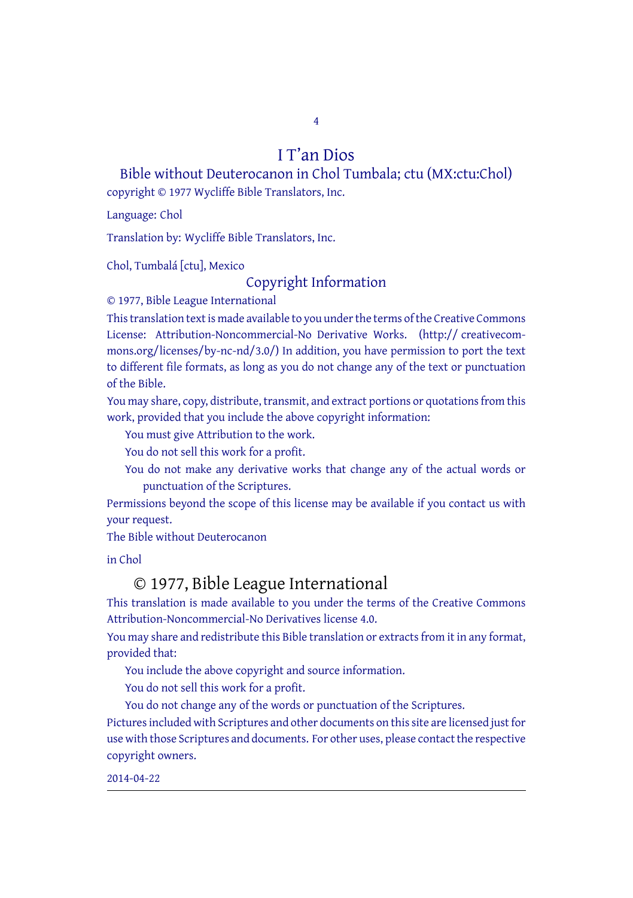# I T'an Dios

## Bible without Deuterocanon in Chol Tumbala; ctu (MX:ctu:Chol)

copyright © 1977 Wycliffe Bible Translators, Inc.

Language: Chol

Translation by: Wycliffe Bible Translators, Inc.

Chol, Tumbalá [ctu], Mexico

### Copyright Information

© 1977, Bible League International

This translation text is made available to you under the terms of the Creative Commons License: Attribution-Noncommercial-No Derivative Works. (http:// creativecommons.org/licenses/by-nc-nd/3.0/) In addition, you have permission to port the text to different file formats, as long as you do not change any of the text or punctuation of the Bible.

You may share, copy, distribute, transmit, and extract portions or quotations from this work, provided that you include the above copyright information:

- You must give Attribution to the work.
- You do not sell this work for a profit.
- You do not make any derivative works that change any of the actual words or punctuation of the Scriptures.

Permissions beyond the scope of this license may be available if you contact us with your request.

The Bible without Deuterocanon

in Chol

## © 1977, Bible League International

This translation is made available to you under the terms of the Creative Commons Attribution-Noncommercial-No Derivatives license 4.0.

You may share and redistribute this Bible translation or extracts from it in any format, provided that:

- You include the above copyright and source information.
- You do not sell this work for a profit.
- You do not change any of the words or punctuation of the Scriptures.

Pictures included with Scriptures and other documents on this site are licensed just for use with those Scriptures and documents. For other uses, please contact the respective copyright owners.

2014-04-22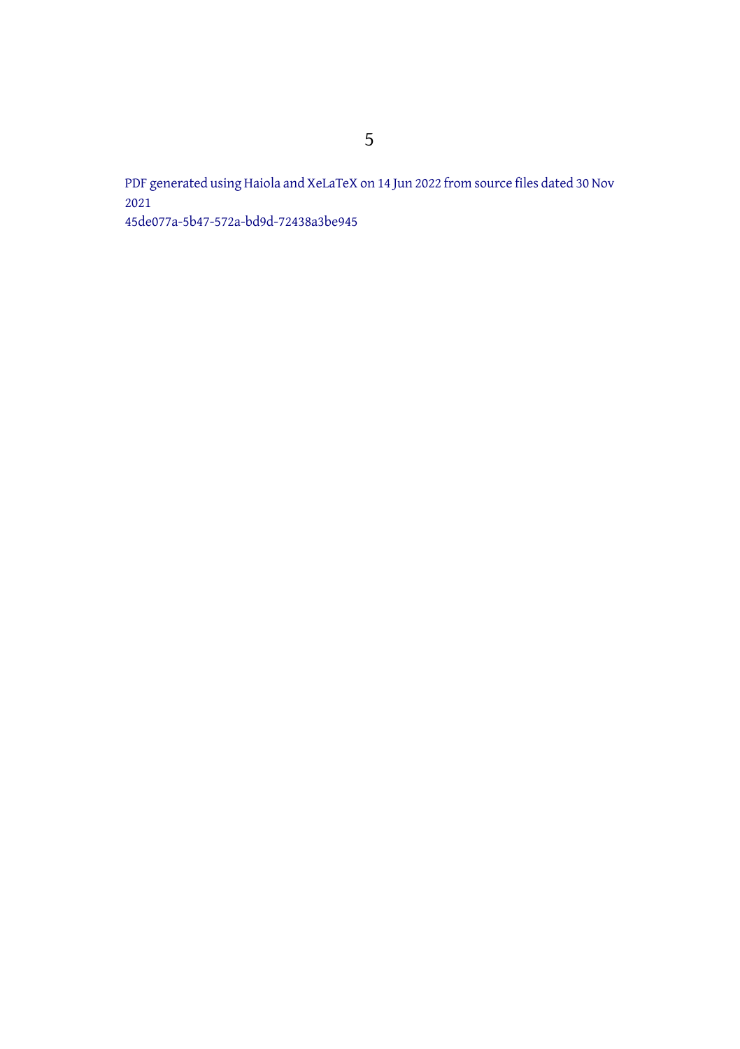PDF generated using Haiola and XeLaTeX on 14 Jun 2022 from source files dated 30 Nov 2021
45de077a-5b47-572a-bd9d-72438a3be945